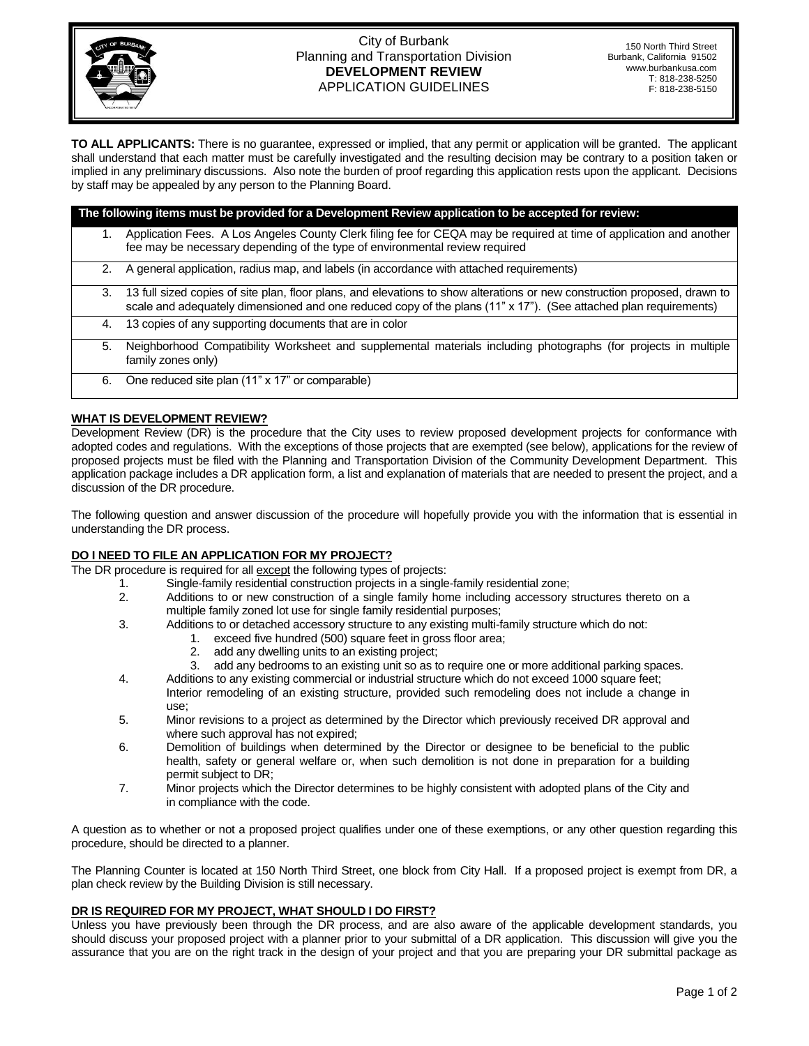City of Burbank
Planning and Transportation Division
**DEVELOPMENT REVIEW**
APPLICATION GUIDELINES

150 North Third Street
Burbank, California 91502
www.burbankusa.com
T: 818-238-5250
F: 818-238-5150

**TO ALL APPLICANTS:** There is no guarantee, expressed or implied, that any permit or application will be granted. The applicant shall understand that each matter must be carefully investigated and the resulting decision may be contrary to a position taken or implied in any preliminary discussions. Also note the burden of proof regarding this application rests upon the applicant. Decisions by staff may be appealed by any person to the Planning Board.

| The following items must be provided for a Development Review application to be accepted for review: |
|---|
| 1. Application Fees. A Los Angeles County Clerk filing fee for CEQA may be required at time of application and another fee may be necessary depending of the type of environmental review required |
| 2. A general application, radius map, and labels (in accordance with attached requirements) |
| 3. 13 full sized copies of site plan, floor plans, and elevations to show alterations or new construction proposed, drawn to scale and adequately dimensioned and one reduced copy of the plans (11" x 17"). (See attached plan requirements) |
| 4. 13 copies of any supporting documents that are in color |
| 5. Neighborhood Compatibility Worksheet and supplemental materials including photographs (for projects in multiple family zones only) |
| 6. One reduced site plan (11" x 17" or comparable) |

## WHAT IS DEVELOPMENT REVIEW?

Development Review (DR) is the procedure that the City uses to review proposed development projects for conformance with adopted codes and regulations. With the exceptions of those projects that are exempted (see below), applications for the review of proposed projects must be filed with the Planning and Transportation Division of the Community Development Department. This application package includes a DR application form, a list and explanation of materials that are needed to present the project, and a discussion of the DR procedure.

The following question and answer discussion of the procedure will hopefully provide you with the information that is essential in understanding the DR process.

## DO I NEED TO FILE AN APPLICATION FOR MY PROJECT?

The DR procedure is required for all except the following types of projects:

1. Single-family residential construction projects in a single-family residential zone;
2. Additions to or new construction of a single family home including accessory structures thereto on a multiple family zoned lot use for single family residential purposes;
3. Additions to or detached accessory structure to any existing multi-family structure which do not:
   1. exceed five hundred (500) square feet in gross floor area;
   2. add any dwelling units to an existing project;
   3. add any bedrooms to an existing unit so as to require one or more additional parking spaces.
4. Additions to any existing commercial or industrial structure which do not exceed 1000 square feet; Interior remodeling of an existing structure, provided such remodeling does not include a change in use;
5. Minor revisions to a project as determined by the Director which previously received DR approval and where such approval has not expired;
6. Demolition of buildings when determined by the Director or designee to be beneficial to the public health, safety or general welfare or, when such demolition is not done in preparation for a building permit subject to DR;
7. Minor projects which the Director determines to be highly consistent with adopted plans of the City and in compliance with the code.

A question as to whether or not a proposed project qualifies under one of these exemptions, or any other question regarding this procedure, should be directed to a planner.

The Planning Counter is located at 150 North Third Street, one block from City Hall. If a proposed project is exempt from DR, a plan check review by the Building Division is still necessary.

## DR IS REQUIRED FOR MY PROJECT, WHAT SHOULD I DO FIRST?

Unless you have previously been through the DR process, and are also aware of the applicable development standards, you should discuss your proposed project with a planner prior to your submittal of a DR application. This discussion will give you the assurance that you are on the right track in the design of your project and that you are preparing your DR submittal package as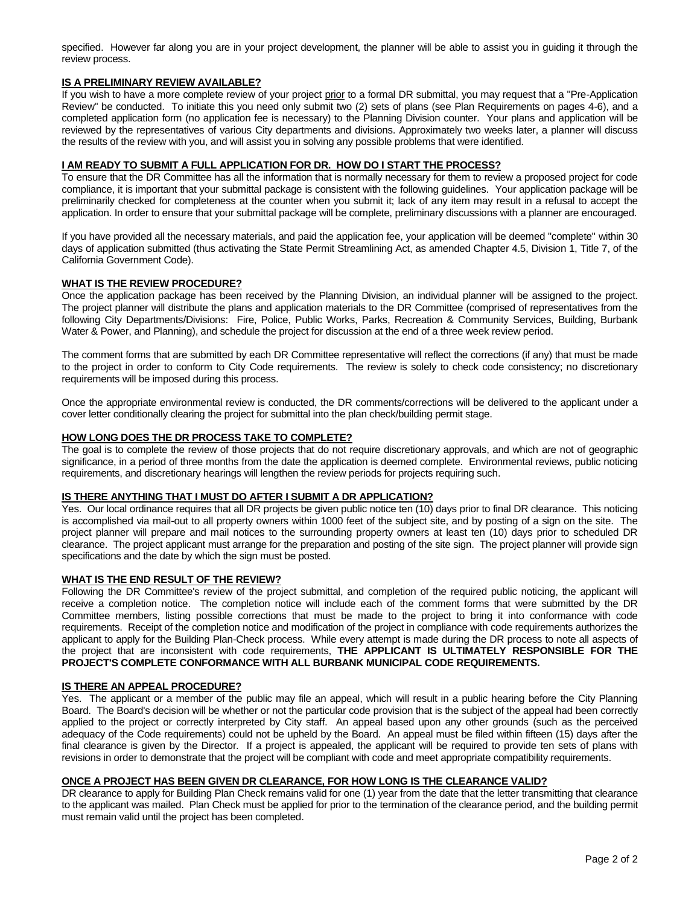specified. However far along you are in your project development, the planner will be able to assist you in guiding it through the review process.

## IS A PRELIMINARY REVIEW AVAILABLE?

If you wish to have a more complete review of your project prior to a formal DR submittal, you may request that a "Pre-Application Review" be conducted. To initiate this you need only submit two (2) sets of plans (see Plan Requirements on pages 4-6), and a completed application form (no application fee is necessary) to the Planning Division counter. Your plans and application will be reviewed by the representatives of various City departments and divisions. Approximately two weeks later, a planner will discuss the results of the review with you, and will assist you in solving any possible problems that were identified.

## I AM READY TO SUBMIT A FULL APPLICATION FOR DR. HOW DO I START THE PROCESS?

To ensure that the DR Committee has all the information that is normally necessary for them to review a proposed project for code compliance, it is important that your submittal package is consistent with the following guidelines. Your application package will be preliminarily checked for completeness at the counter when you submit it; lack of any item may result in a refusal to accept the application. In order to ensure that your submittal package will be complete, preliminary discussions with a planner are encouraged.

If you have provided all the necessary materials, and paid the application fee, your application will be deemed "complete" within 30 days of application submitted (thus activating the State Permit Streamlining Act, as amended Chapter 4.5, Division 1, Title 7, of the California Government Code).

## WHAT IS THE REVIEW PROCEDURE?

Once the application package has been received by the Planning Division, an individual planner will be assigned to the project. The project planner will distribute the plans and application materials to the DR Committee (comprised of representatives from the following City Departments/Divisions: Fire, Police, Public Works, Parks, Recreation & Community Services, Building, Burbank Water & Power, and Planning), and schedule the project for discussion at the end of a three week review period.

The comment forms that are submitted by each DR Committee representative will reflect the corrections (if any) that must be made to the project in order to conform to City Code requirements. The review is solely to check code consistency; no discretionary requirements will be imposed during this process.

Once the appropriate environmental review is conducted, the DR comments/corrections will be delivered to the applicant under a cover letter conditionally clearing the project for submittal into the plan check/building permit stage.

## HOW LONG DOES THE DR PROCESS TAKE TO COMPLETE?

The goal is to complete the review of those projects that do not require discretionary approvals, and which are not of geographic significance, in a period of three months from the date the application is deemed complete. Environmental reviews, public noticing requirements, and discretionary hearings will lengthen the review periods for projects requiring such.

## IS THERE ANYTHING THAT I MUST DO AFTER I SUBMIT A DR APPLICATION?

Yes. Our local ordinance requires that all DR projects be given public notice ten (10) days prior to final DR clearance. This noticing is accomplished via mail-out to all property owners within 1000 feet of the subject site, and by posting of a sign on the site. The project planner will prepare and mail notices to the surrounding property owners at least ten (10) days prior to scheduled DR clearance. The project applicant must arrange for the preparation and posting of the site sign. The project planner will provide sign specifications and the date by which the sign must be posted.

## WHAT IS THE END RESULT OF THE REVIEW?

Following the DR Committee's review of the project submittal, and completion of the required public noticing, the applicant will receive a completion notice. The completion notice will include each of the comment forms that were submitted by the DR Committee members, listing possible corrections that must be made to the project to bring it into conformance with code requirements. Receipt of the completion notice and modification of the project in compliance with code requirements authorizes the applicant to apply for the Building Plan-Check process. While every attempt is made during the DR process to note all aspects of the project that are inconsistent with code requirements, **THE APPLICANT IS ULTIMATELY RESPONSIBLE FOR THE PROJECT'S COMPLETE CONFORMANCE WITH ALL BURBANK MUNICIPAL CODE REQUIREMENTS.**

## IS THERE AN APPEAL PROCEDURE?

Yes. The applicant or a member of the public may file an appeal, which will result in a public hearing before the City Planning Board. The Board's decision will be whether or not the particular code provision that is the subject of the appeal had been correctly applied to the project or correctly interpreted by City staff. An appeal based upon any other grounds (such as the perceived adequacy of the Code requirements) could not be upheld by the Board. An appeal must be filed within fifteen (15) days after the final clearance is given by the Director. If a project is appealed, the applicant will be required to provide ten sets of plans with revisions in order to demonstrate that the project will be compliant with code and meet appropriate compatibility requirements.

## ONCE A PROJECT HAS BEEN GIVEN DR CLEARANCE, FOR HOW LONG IS THE CLEARANCE VALID?

DR clearance to apply for Building Plan Check remains valid for one (1) year from the date that the letter transmitting that clearance to the applicant was mailed. Plan Check must be applied for prior to the termination of the clearance period, and the building permit must remain valid until the project has been completed.